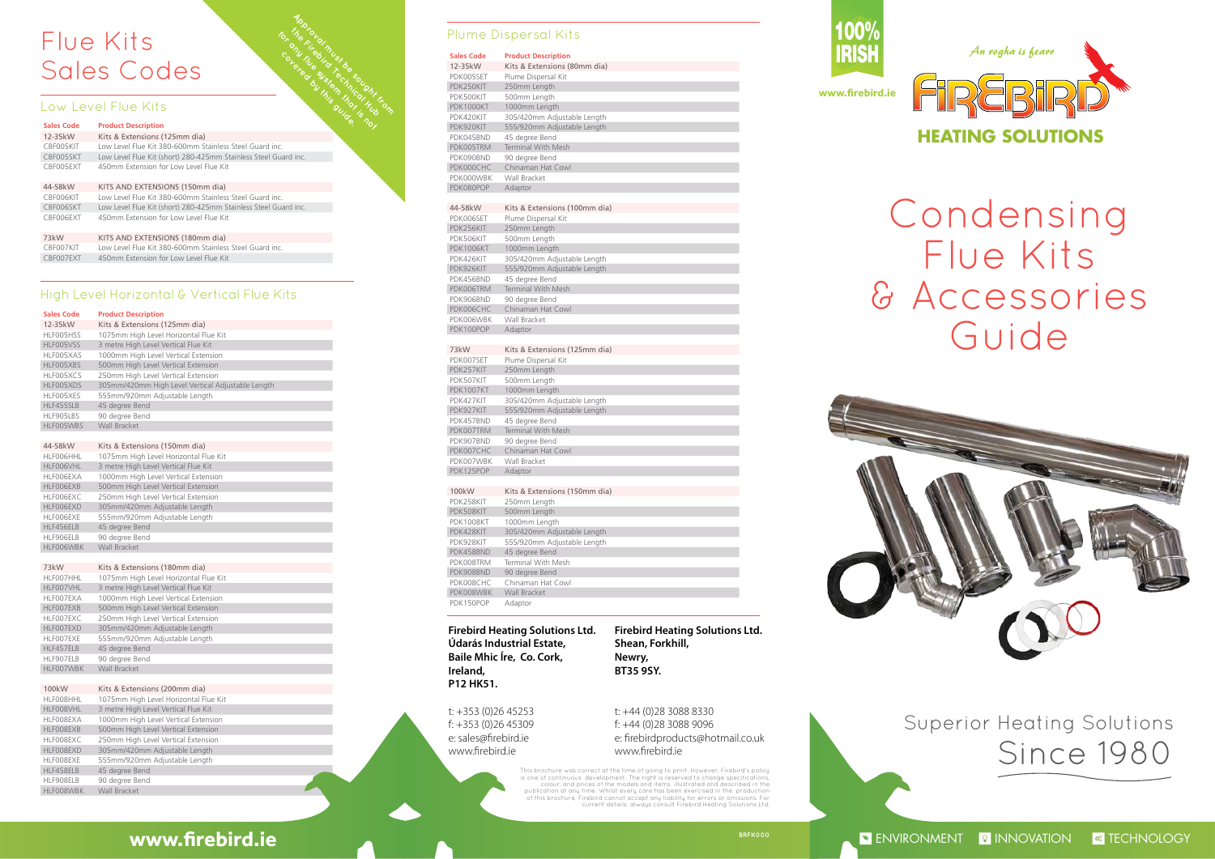# Flue Kits Sales Codes

Approval must be sought from the Firebird Technical Hub for any flue system that is not covered by this guide.

## Low Level Flue Kits

| Sales Code | Product Description |
|---|---|
| 12-35kW | Kits & Extensions (125mm dia) |
| CBF005KIT | Low Level Flue Kit 380-600mm Stainless Steel Guard inc. |
| CBF005SKT | Low Level Flue Kit (short) 280-425mm Stainless Steel Guard inc. |
| CBF005EXT | 450mm Extension for Low Level Flue Kit |
| 44-58kW | KITS AND EXTENSIONS (150mm dia) |
| CBF006KIT | Low Level Flue Kit 380-600mm Stainless Steel Guard inc. |
| CBF006SKT | Low Level Flue Kit (short) 280-425mm Stainless Steel Guard inc. |
| CBF006EXT | 450mm Extension for Low Level Flue Kit |
| 73kW | KITS AND EXTENSIONS (180mm dia) |
| CBF007KIT | Low Level Flue Kit 380-600mm Stainless Steel Guard inc. |
| CBF007EXT | 450mm Extension for Low Level Flue Kit |

## High Level Horizontal & Vertical Flue Kits

| Sales Code | Product Description |
|---|---|
| 12-35kW | Kits & Extensions (125mm dia) |
| HLF005HSS | 1075mm High Level Horizontal Flue Kit |
| HLF005VSS | 3 metre High Level Vertical Flue Kit |
| HLF005XAS | 1000mm High Level Vertical Extension |
| HLF005XBS | 500mm High Level Vertical Extension |
| HLF005XCS | 250mm High Level Vertical Extension |
| HLF005XDS | 305mm/420mm High Level Vertical Adjustable Length |
| HLF005XES | 555mm/920mm Adjustable Length |
| HLF455SLB | 45 degree Bend |
| HLF905LBS | 90 degree Bend |
| HLF005WBS | Wall Bracket |
| 44-58kW | Kits & Extensions (150mm dia) |
| HLF006HHL | 1075mm High Level Horizontal Flue Kit |
| HLF006VHL | 3 metre High Level Vertical Flue Kit |
| HLF006EXA | 1000mm High Level Vertical Extension |
| HLF006EXB | 500mm High Level Vertical Extension |
| HLF006EXC | 250mm High Level Vertical Extension |
| HLF006EXD | 305mm/420mm Adjustable Length |
| HLF006EXE | 555mm/920mm Adjustable Length |
| HLF456ELB | 45 degree Bend |
| HLF906ELB | 90 degree Bend |
| HLF006WBK | Wall Bracket |
| 73kW | Kits & Extensions (180mm dia) |
| HLF007HHL | 1075mm High Level Horizontal Flue Kit |
| HLF007VHL | 3 metre High Level Vertical Flue Kit |
| HLF007EXA | 1000mm High Level Vertical Extension |
| HLF007EXB | 500mm High Level Vertical Extension |
| HLF007EXC | 250mm High Level Vertical Extension |
| HLF007EXD | 305mm/420mm Adjustable Length |
| HLF007EXE | 555mm/920mm Adjustable Length |
| HLF457ELB | 45 degree Bend |
| HLF907ELB | 90 degree Bend |
| HLF007WBK | Wall Bracket |
| 100kW | Kits & Extensions (200mm dia) |
| HLF008HHL | 1075mm High Level Horizontal Flue Kit |
| HLF008VHL | 3 metre High Level Vertical Flue Kit |
| HLF008EXA | 1000mm High Level Vertical Extension |
| HLF008EXB | 500mm High Level Vertical Extension |
| HLF008EXC | 250mm High Level Vertical Extension |
| HLF008EXD | 305mm/420mm Adjustable Length |
| HLF008EXE | 555mm/920mm Adjustable Length |
| HLF458ELB | 45 degree Bend |
| HLF908ELB | 90 degree Bend |
| HLF008WBK | Wall Bracket |

## Plume Dispersal Kits

| Sales Code | Product Description |
|---|---|
| 12-35kW | Kits & Extensions (80mm dia) |
| PDK005SET | Plume Dispersal Kit |
| PDK250KIT | 250mm Length |
| PDK500KIT | 500mm Length |
| PDK1000KT | 1000mm Length |
| PDK420KIT | 305/420mm Adjustable Length |
| PDK920KIT | 555/920mm Adjustable Length |
| PDK045BND | 45 degree Bend |
| PDK005TRM | Terminal With Mesh |
| PDK090BND | 90 degree Bend |
| PDK000CHC | Chinaman Hat Cowl |
| PDK000WBK | Wall Bracket |
| PDK080POP | Adaptor |
| 44-58kW | Kits & Extensions (100mm dia) |
| PDK006SET | Plume Dispersal Kit |
| PDK256KIT | 250mm Length |
| PDK506KIT | 500mm Length |
| PDK1006KT | 1000mm Length |
| PDK426KIT | 305/420mm Adjustable Length |
| PDK926KIT | 555/920mm Adjustable Length |
| PDK456BND | 45 degree Bend |
| PDK006TRM | Terminal With Mesh |
| PDK906BND | 90 degree Bend |
| PDK006CHC | Chinaman Hat Cowl |
| PDK006WBK | Wall Bracket |
| PDK100POP | Adaptor |
| 73kW | Kits & Extensions (125mm dia) |
| PDK007SET | Plume Dispersal Kit |
| PDK257KIT | 250mm Length |
| PDK507KIT | 500mm Length |
| PDK1007KT | 1000mm Length |
| PDK427KIT | 305/420mm Adjustable Length |
| PDK927KIT | 555/920mm Adjustable Length |
| PDK457BND | 45 degree Bend |
| PDK007TRM | Terminal With Mesh |
| PDK907BND | 90 degree Bend |
| PDK007CHC | Chinaman Hat Cowl |
| PDK007WBK | Wall Bracket |
| PDK125POP | Adaptor |
| 100kW | Kits & Extensions (150mm dia) |
| PDK258KIT | 250mm Length |
| PDK508KIT | 500mm Length |
| PDK1008KT | 1000mm Length |
| PDK428KIT | 305/420mm Adjustable Length |
| PDK928KIT | 555/920mm Adjustable Length |
| PDK458BND | 45 degree Bend |
| PDK008TRM | Terminal With Mesh |
| PDK908BND | 90 degree Bend |
| PDK008CHC | Chinaman Hat Cowl |
| PDK008WBK | Wall Bracket |
| PDK150POP | Adaptor |

**Firebird Heating Solutions Ltd.**
**Údarás Industrial Estate,**
**Baile Mhic Íre, Co. Cork,**
**Ireland,**
**P12 HK51.**

t: +353 (0)26 45253
f: +353 (0)26 45309
e: sales@firebird.ie
www.firebird.ie

**Firebird Heating Solutions Ltd.**
**Shean, Forkhill,**
**Newry,**
**BT35 9SY.**

t: +44 (0)28 3088 8330
f: +44 (0)28 3088 9096
e: firebirdproducts@hotmail.co.uk
www.firebird.ie

This brochure was correct at the time of going to print. However, Firebird's policy is one of continuous development. The right is reserved to change specifications, colour, and prices of the models and items illustrated and described in the publication at any time. Whilst every care has been exercised in the production of this brochure, Firebird cannot accept any liability for errors or omissions. For current details always consult Firebird Heating Solutions Ltd.

www.firebird.ie

BRFK000

100% IRISH

www.firebird.ie

*An rogha is fearr*

FIREBIRD HEATING SOLUTIONS

# Condensing Flue Kits & Accessories Guide

Superior Heating Solutions
Since 1980

ENVIRONMENT INNOVATION TECHNOLOGY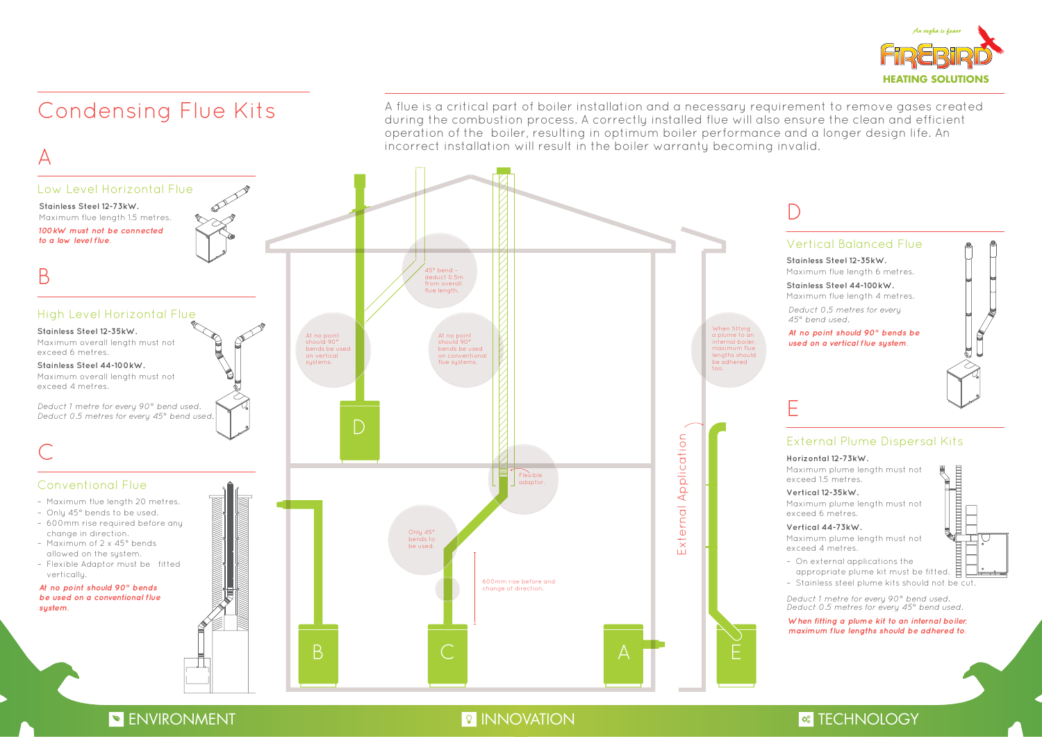# Condensing Flue Kits

A flue is a critical part of boiler installation and a necessary requirement to remove gases created during the combustion process. A correctly installed flue will also ensure the clean and efficient operation of the boiler, resulting in optimum boiler performance and a longer design life. An incorrect installation will result in the boiler warranty becoming invalid.

## A

### Low Level Horizontal Flue

**Stainless Steel 12-73kW.**
Maximum flue length 1.5 metres.

***100kW must not be connected to a low level flue.***

## B

### High Level Horizontal Flue

**Stainless Steel 12-35kW.**
Maximum overall length must not exceed 6 metres.

**Stainless Steel 44-100kW.**
Maximum overall length must not exceed 4 metres.

*Deduct 1 metre for every 90° bend used.*
*Deduct 0.5 metres for every 45° bend used.*

## C

### Conventional Flue

- Maximum flue length 20 metres.
- Only 45° bends to be used.
- 600mm rise required before any change in direction.
- Maximum of 2 x 45° bends allowed on the system.
- Flexible Adaptor must be fitted vertically.

***At no point should 90° bends be used on a conventional flue system.***

## D

### Vertical Balanced Flue

**Stainless Steel 12-35kW.**
Maximum flue length 6 metres.

**Stainless Steel 44-100kW.**
Maximum flue length 4 metres.

*Deduct 0.5 metres for every 45° bend used.*

***At no point should 90° bends be used on a vertical flue system.***

## E

### External Plume Dispersal Kits

**Horizontal 12-73kW.**
Maximum plume length must not exceed 1.5 metres.

**Vertical 12-35kW.**
Maximum plume length must not exceed 6 metres.

**Vertical 44-73kW.**
Maximum plume length must not exceed 4 metres.

- On external applications the appropriate plume kit must be fitted.
- Stainless steel plume kits should not be cut.

*Deduct 1 metre for every 90° bend used.*
*Deduct 0.5 metres for every 45° bend used.*

***When fitting a plume kit to an internal boiler, maximum flue lengths should be adhered to.***

45° bend – deduct 0.5m from overall flue length.

At no point should 90° bends be used on vertical systems.

At no point should 90° bends be used on conventional flue systems.

When fitting a plume to an internal boiler, maximum flue lengths should be adhered too.

Flexible adaptor.

Only 45° bends to be used.

600mm rise before and change of direction.

External Application

D

B

C

A

E

ENVIRONMENT INNOVATION TECHNOLOGY